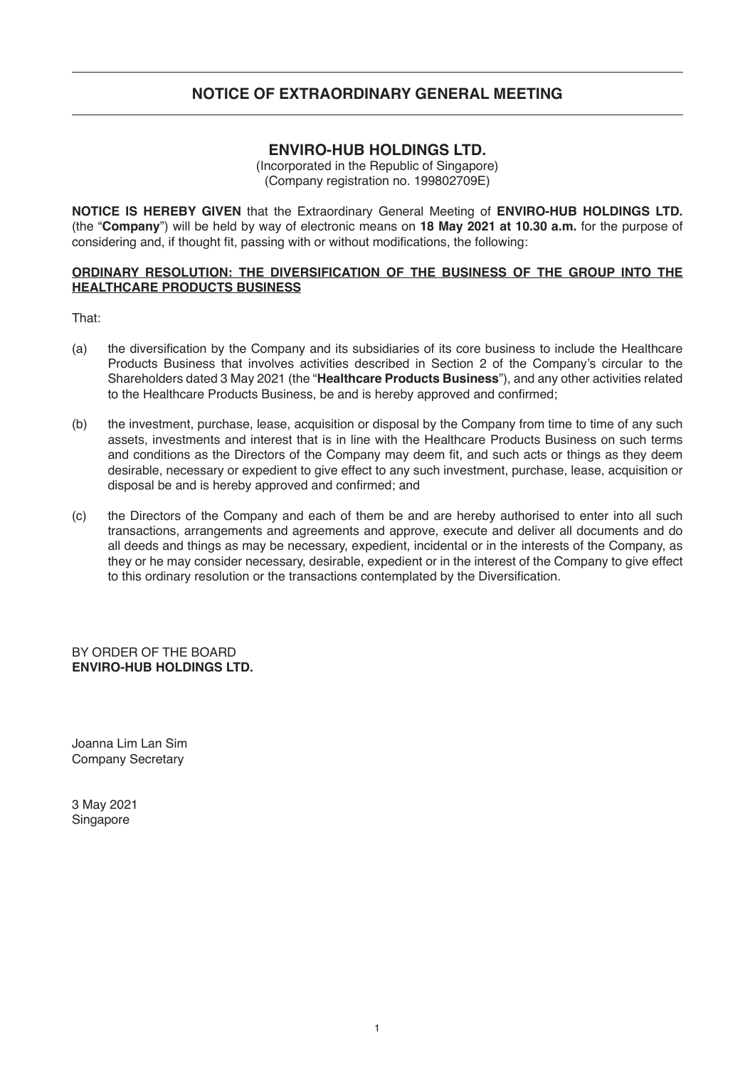# NOTICE OF EXTRAORDINARY GENERAL MEETING

## ENVIRO-HUB HOLDINGS LTD.

(Incorporated in the Republic of Singapore)
(Company registration no. 199802709E)

**NOTICE IS HEREBY GIVEN** that the Extraordinary General Meeting of **ENVIRO-HUB HOLDINGS LTD.** (the "**Company**") will be held by way of electronic means on **18 May 2021 at 10.30 a.m.** for the purpose of considering and, if thought fit, passing with or without modifications, the following:

**ORDINARY RESOLUTION: THE DIVERSIFICATION OF THE BUSINESS OF THE GROUP INTO THE HEALTHCARE PRODUCTS BUSINESS**

That:

(a) the diversification by the Company and its subsidiaries of its core business to include the Healthcare Products Business that involves activities described in Section 2 of the Company's circular to the Shareholders dated 3 May 2021 (the "**Healthcare Products Business**"), and any other activities related to the Healthcare Products Business, be and is hereby approved and confirmed;

(b) the investment, purchase, lease, acquisition or disposal by the Company from time to time of any such assets, investments and interest that is in line with the Healthcare Products Business on such terms and conditions as the Directors of the Company may deem fit, and such acts or things as they deem desirable, necessary or expedient to give effect to any such investment, purchase, lease, acquisition or disposal be and is hereby approved and confirmed; and

(c) the Directors of the Company and each of them be and are hereby authorised to enter into all such transactions, arrangements and agreements and approve, execute and deliver all documents and do all deeds and things as may be necessary, expedient, incidental or in the interests of the Company, as they or he may consider necessary, desirable, expedient or in the interest of the Company to give effect to this ordinary resolution or the transactions contemplated by the Diversification.

BY ORDER OF THE BOARD
**ENVIRO-HUB HOLDINGS LTD.**

Joanna Lim Lan Sim
Company Secretary

3 May 2021
Singapore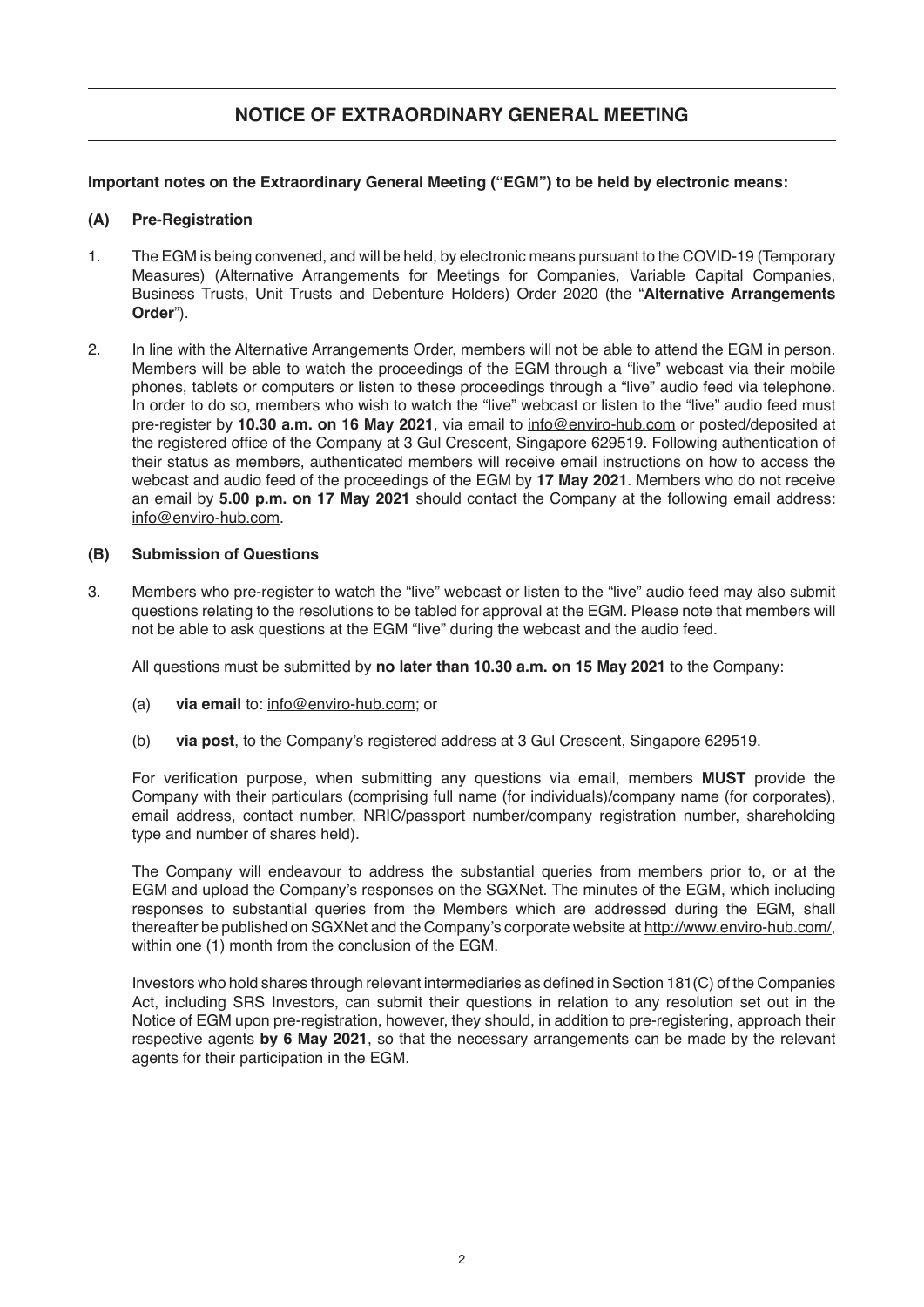# NOTICE OF EXTRAORDINARY GENERAL MEETING

**Important notes on the Extraordinary General Meeting ("EGM") to be held by electronic means:**

**(A) Pre-Registration**

1. The EGM is being convened, and will be held, by electronic means pursuant to the COVID-19 (Temporary Measures) (Alternative Arrangements for Meetings for Companies, Variable Capital Companies, Business Trusts, Unit Trusts and Debenture Holders) Order 2020 (the "**Alternative Arrangements Order**").

2. In line with the Alternative Arrangements Order, members will not be able to attend the EGM in person. Members will be able to watch the proceedings of the EGM through a "live" webcast via their mobile phones, tablets or computers or listen to these proceedings through a "live" audio feed via telephone. In order to do so, members who wish to watch the "live" webcast or listen to the "live" audio feed must pre-register by **10.30 a.m. on 16 May 2021**, via email to info@enviro-hub.com or posted/deposited at the registered office of the Company at 3 Gul Crescent, Singapore 629519. Following authentication of their status as members, authenticated members will receive email instructions on how to access the webcast and audio feed of the proceedings of the EGM by **17 May 2021**. Members who do not receive an email by **5.00 p.m. on 17 May 2021** should contact the Company at the following email address: info@enviro-hub.com.

**(B) Submission of Questions**

3. Members who pre-register to watch the "live" webcast or listen to the "live" audio feed may also submit questions relating to the resolutions to be tabled for approval at the EGM. Please note that members will not be able to ask questions at the EGM "live" during the webcast and the audio feed.

   All questions must be submitted by **no later than 10.30 a.m. on 15 May 2021** to the Company:

   (a) **via email** to: info@enviro-hub.com; or

   (b) **via post**, to the Company's registered address at 3 Gul Crescent, Singapore 629519.

   For verification purpose, when submitting any questions via email, members **MUST** provide the Company with their particulars (comprising full name (for individuals)/company name (for corporates), email address, contact number, NRIC/passport number/company registration number, shareholding type and number of shares held).

   The Company will endeavour to address the substantial queries from members prior to, or at the EGM and upload the Company's responses on the SGXNet. The minutes of the EGM, which including responses to substantial queries from the Members which are addressed during the EGM, shall thereafter be published on SGXNet and the Company's corporate website at http://www.enviro-hub.com/, within one (1) month from the conclusion of the EGM.

   Investors who hold shares through relevant intermediaries as defined in Section 181(C) of the Companies Act, including SRS Investors, can submit their questions in relation to any resolution set out in the Notice of EGM upon pre-registration, however, they should, in addition to pre-registering, approach their respective agents **by 6 May 2021**, so that the necessary arrangements can be made by the relevant agents for their participation in the EGM.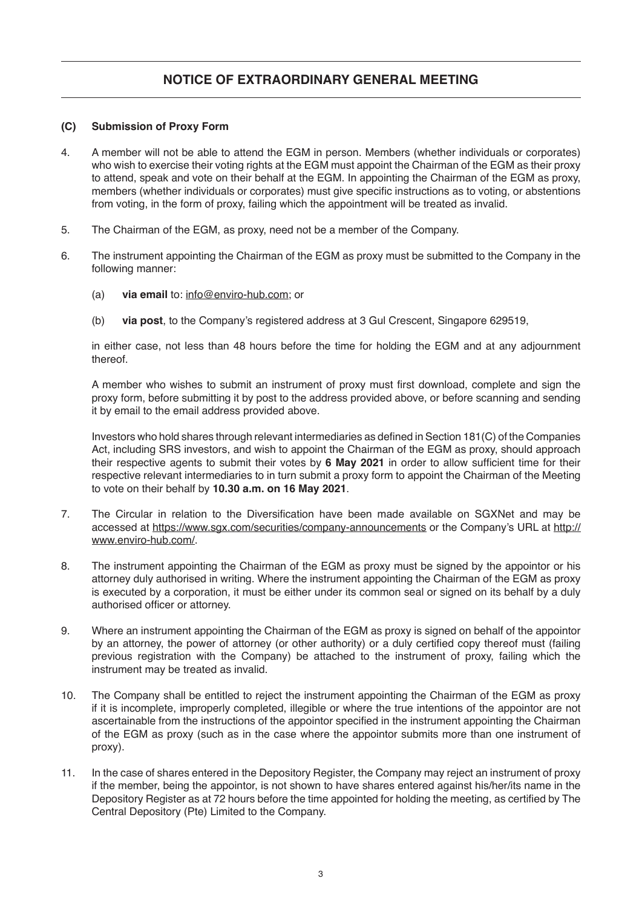# NOTICE OF EXTRAORDINARY GENERAL MEETING

### (C) Submission of Proxy Form

4. A member will not be able to attend the EGM in person. Members (whether individuals or corporates) who wish to exercise their voting rights at the EGM must appoint the Chairman of the EGM as their proxy to attend, speak and vote on their behalf at the EGM. In appointing the Chairman of the EGM as proxy, members (whether individuals or corporates) must give specific instructions as to voting, or abstentions from voting, in the form of proxy, failing which the appointment will be treated as invalid.

5. The Chairman of the EGM, as proxy, need not be a member of the Company.

6. The instrument appointing the Chairman of the EGM as proxy must be submitted to the Company in the following manner:

   (a) **via email** to: info@enviro-hub.com; or

   (b) **via post**, to the Company's registered address at 3 Gul Crescent, Singapore 629519,

   in either case, not less than 48 hours before the time for holding the EGM and at any adjournment thereof.

   A member who wishes to submit an instrument of proxy must first download, complete and sign the proxy form, before submitting it by post to the address provided above, or before scanning and sending it by email to the email address provided above.

   Investors who hold shares through relevant intermediaries as defined in Section 181(C) of the Companies Act, including SRS investors, and wish to appoint the Chairman of the EGM as proxy, should approach their respective agents to submit their votes by **6 May 2021** in order to allow sufficient time for their respective relevant intermediaries to in turn submit a proxy form to appoint the Chairman of the Meeting to vote on their behalf by **10.30 a.m. on 16 May 2021**.

7. The Circular in relation to the Diversification have been made available on SGXNet and may be accessed at https://www.sgx.com/securities/company-announcements or the Company's URL at http://www.enviro-hub.com/.

8. The instrument appointing the Chairman of the EGM as proxy must be signed by the appointor or his attorney duly authorised in writing. Where the instrument appointing the Chairman of the EGM as proxy is executed by a corporation, it must be either under its common seal or signed on its behalf by a duly authorised officer or attorney.

9. Where an instrument appointing the Chairman of the EGM as proxy is signed on behalf of the appointor by an attorney, the power of attorney (or other authority) or a duly certified copy thereof must (failing previous registration with the Company) be attached to the instrument of proxy, failing which the instrument may be treated as invalid.

10. The Company shall be entitled to reject the instrument appointing the Chairman of the EGM as proxy if it is incomplete, improperly completed, illegible or where the true intentions of the appointor are not ascertainable from the instructions of the appointor specified in the instrument appointing the Chairman of the EGM as proxy (such as in the case where the appointor submits more than one instrument of proxy).

11. In the case of shares entered in the Depository Register, the Company may reject an instrument of proxy if the member, being the appointor, is not shown to have shares entered against his/her/its name in the Depository Register as at 72 hours before the time appointed for holding the meeting, as certified by The Central Depository (Pte) Limited to the Company.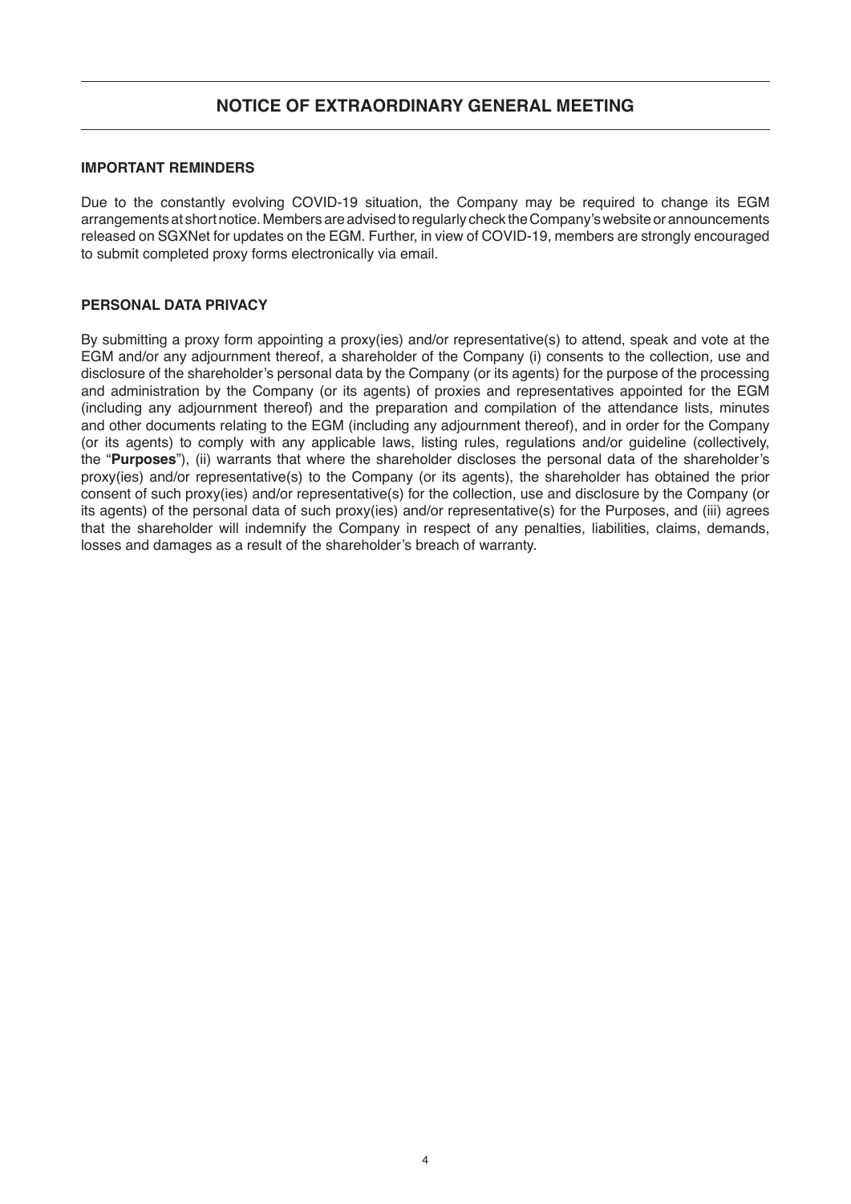## NOTICE OF EXTRAORDINARY GENERAL MEETING

### IMPORTANT REMINDERS

Due to the constantly evolving COVID-19 situation, the Company may be required to change its EGM arrangements at short notice. Members are advised to regularly check the Company's website or announcements released on SGXNet for updates on the EGM. Further, in view of COVID-19, members are strongly encouraged to submit completed proxy forms electronically via email.

### PERSONAL DATA PRIVACY

By submitting a proxy form appointing a proxy(ies) and/or representative(s) to attend, speak and vote at the EGM and/or any adjournment thereof, a shareholder of the Company (i) consents to the collection, use and disclosure of the shareholder's personal data by the Company (or its agents) for the purpose of the processing and administration by the Company (or its agents) of proxies and representatives appointed for the EGM (including any adjournment thereof) and the preparation and compilation of the attendance lists, minutes and other documents relating to the EGM (including any adjournment thereof), and in order for the Company (or its agents) to comply with any applicable laws, listing rules, regulations and/or guideline (collectively, the "**Purposes**"), (ii) warrants that where the shareholder discloses the personal data of the shareholder's proxy(ies) and/or representative(s) to the Company (or its agents), the shareholder has obtained the prior consent of such proxy(ies) and/or representative(s) for the collection, use and disclosure by the Company (or its agents) of the personal data of such proxy(ies) and/or representative(s) for the Purposes, and (iii) agrees that the shareholder will indemnify the Company in respect of any penalties, liabilities, claims, demands, losses and damages as a result of the shareholder's breach of warranty.